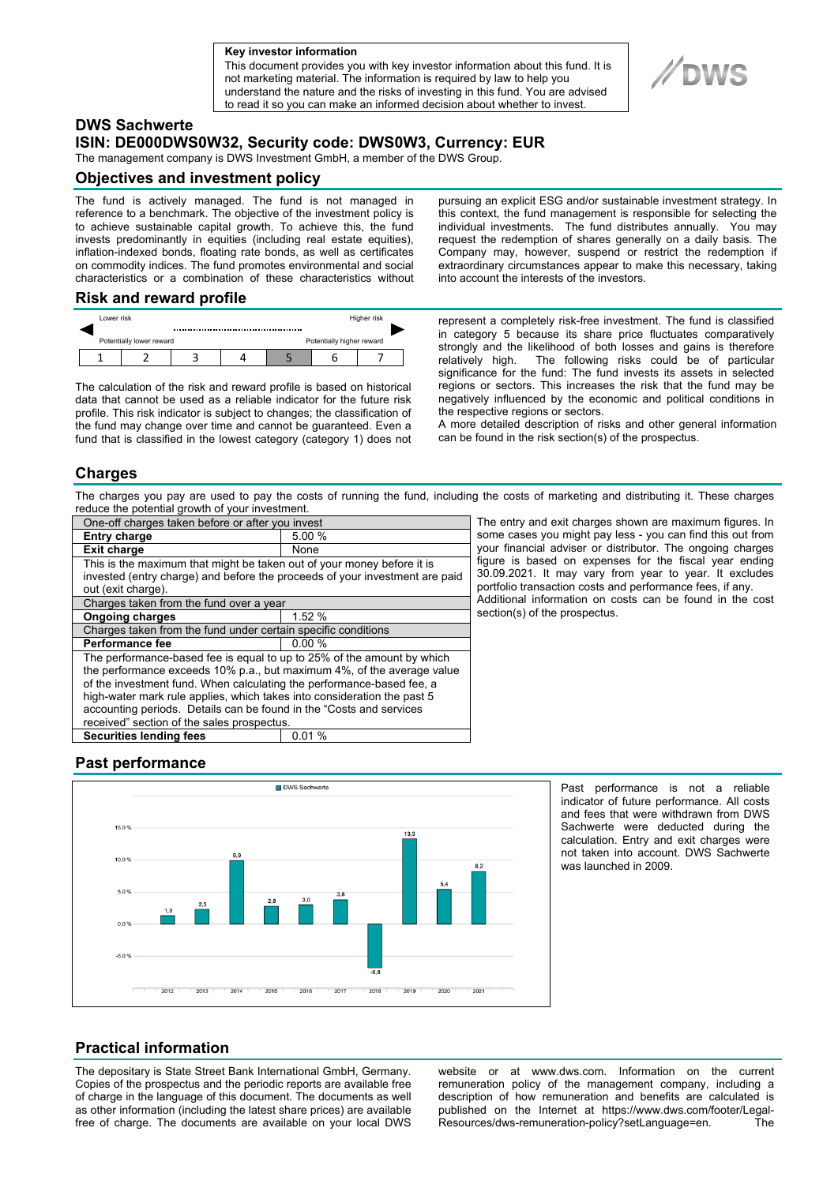**Key investor information**

This document provides you with key investor information about this fund. It is not marketing material. The information is required by law to help you understand the nature and the risks of investing in this fund. You are advised to read it so you can make an informed decision about whether to invest.

# DWS Sachwerte

## ISIN: DE000DWS0W32, Security code: DWS0W3, Currency: EUR

The management company is DWS Investment GmbH, a member of the DWS Group.

## Objectives and investment policy

The fund is actively managed. The fund is not managed in reference to a benchmark. The objective of the investment policy is to achieve sustainable capital growth. To achieve this, the fund invests predominantly in equities (including real estate equities), inflation-indexed bonds, floating rate bonds, as well as certificates on commodity indices. The fund promotes environmental and social characteristics or a combination of these characteristics without pursuing an explicit ESG and/or sustainable investment strategy. In this context, the fund management is responsible for selecting the individual investments. The fund distributes annually. You may request the redemption of shares generally on a daily basis. The Company may, however, suspend or restrict the redemption if extraordinary circumstances appear to make this necessary, taking into account the interests of the investors.

## Risk and reward profile

Lower risk — Higher risk

Potentially lower reward — Potentially higher reward

| 1 | 2 | 3 | 4 | **5** | 6 | 7 |
|---|---|---|---|---|---|---|

The calculation of the risk and reward profile is based on historical data that cannot be used as a reliable indicator for the future risk profile. This risk indicator is subject to changes; the classification of the fund may change over time and cannot be guaranteed. Even a fund that is classified in the lowest category (category 1) does not represent a completely risk-free investment. The fund is classified in category 5 because its share price fluctuates comparatively strongly and the likelihood of both losses and gains is therefore relatively high. The following risks could be of particular significance for the fund: The fund invests its assets in selected regions or sectors. This increases the risk that the fund may be negatively influenced by the economic and political conditions in the respective regions or sectors.

A more detailed description of risks and other general information can be found in the risk section(s) of the prospectus.

## Charges

The charges you pay are used to pay the costs of running the fund, including the costs of marketing and distributing it. These charges reduce the potential growth of your investment.

| One-off charges taken before or after you invest | |
|---|---|
| **Entry charge** | 5.00 % |
| **Exit charge** | None |
| This is the maximum that might be taken out of your money before it is invested (entry charge) and before the proceeds of your investment are paid out (exit charge). | |
| Charges taken from the fund over a year | |
| **Ongoing charges** | 1.52 % |
| Charges taken from the fund under certain specific conditions | |
| **Performance fee** | 0.00 % |
| The performance-based fee is equal to up to 25% of the amount by which the performance exceeds 10% p.a., but maximum 4%, of the average value of the investment fund. When calculating the performance-based fee, a high-water mark rule applies, which takes into consideration the past 5 accounting periods. Details can be found in the "Costs and services received" section of the sales prospectus. | |
| **Securities lending fees** | 0.01 % |

The entry and exit charges shown are maximum figures. In some cases you might pay less - you can find this out from your financial adviser or distributor. The ongoing charges figure is based on expenses for the fiscal year ending 30.09.2021. It may vary from year to year. It excludes portfolio transaction costs and performance fees, if any.

Additional information on costs can be found in the cost section(s) of the prospectus.

## Past performance

DWS Sachwerte

| Year | 2012 | 2013 | 2014 | 2015 | 2016 | 2017 | 2018 | 2019 | 2020 | 2021 |
|---|---|---|---|---|---|---|---|---|---|---|
| DWS Sachwerte (%) | 1,3 | 2,3 | 9,9 | 2,8 | 3,0 | 3,8 | -6,8 | 13,3 | 5,4 | 8,2 |

Past performance is not a reliable indicator of future performance. All costs and fees that were withdrawn from DWS Sachwerte were deducted during the calculation. Entry and exit charges were not taken into account. DWS Sachwerte was launched in 2009.

## Practical information

The depositary is State Street Bank International GmbH, Germany. Copies of the prospectus and the periodic reports are available free of charge in the language of this document. The documents as well as other information (including the latest share prices) are available free of charge. The documents are available on your local DWS website or at www.dws.com. Information on the current remuneration policy of the management company, including a description of how remuneration and benefits are calculated is published on the Internet at https://www.dws.com/footer/Legal-Resources/dws-remuneration-policy?setLanguage=en. The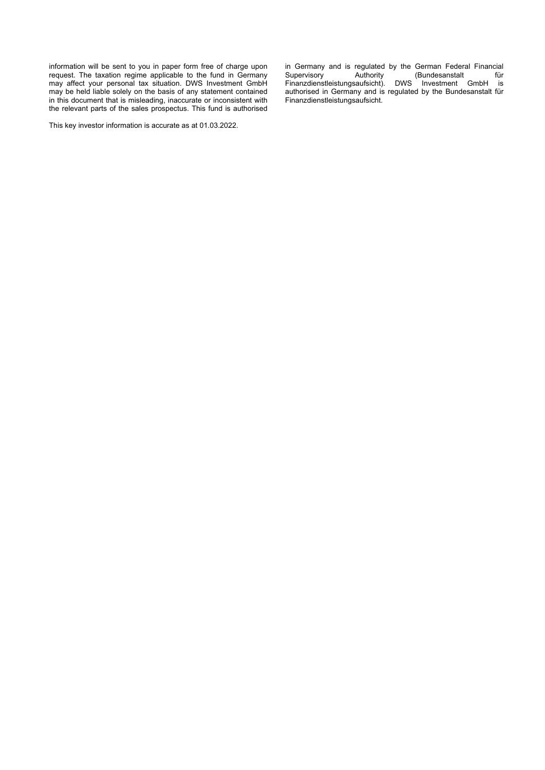information will be sent to you in paper form free of charge upon request. The taxation regime applicable to the fund in Germany may affect your personal tax situation. DWS Investment GmbH may be held liable solely on the basis of any statement contained in this document that is misleading, inaccurate or inconsistent with the relevant parts of the sales prospectus. This fund is authorised in Germany and is regulated by the German Federal Financial Supervisory Authority (Bundesanstalt für Finanzdienstleistungsaufsicht). DWS Investment GmbH is authorised in Germany and is regulated by the Bundesanstalt für Finanzdienstleistungsaufsicht.

This key investor information is accurate as at 01.03.2022.